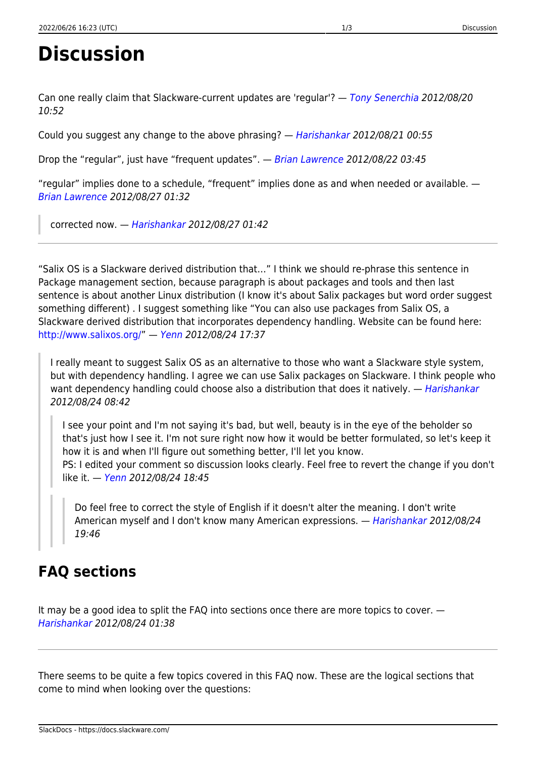# Discussion

Can one really claim that Slackware-current updates are 'regular'? — *Tony Senerchia 2012/08/20 10:52*

Could you suggest any change to the above phrasing? — *Harishankar 2012/08/21 00:55*

Drop the “regular”, just have “frequent updates”. — *Brian Lawrence 2012/08/22 03:45*

“regular” implies done to a schedule, “frequent” implies done as and when needed or available. — *Brian Lawrence 2012/08/27 01:32*

> corrected now. — *Harishankar 2012/08/27 01:42*

---

“Salix OS is a Slackware derived distribution that…” I think we should re-phrase this sentence in Package management section, because paragraph is about packages and tools and then last sentence is about another Linux distribution (I know it's about Salix packages but word order suggest something different) . I suggest something like “You can also use packages from Salix OS, a Slackware derived distribution that incorporates dependency handling. Website can be found here: http://www.salixos.org/” — *Yenn 2012/08/24 17:37*

> I really meant to suggest Salix OS as an alternative to those who want a Slackware style system, but with dependency handling. I agree we can use Salix packages on Slackware. I think people who want dependency handling could choose also a distribution that does it natively. — *Harishankar 2012/08/24 08:42*
>
>> I see your point and I'm not saying it's bad, but well, beauty is in the eye of the beholder so that's just how I see it. I'm not sure right now how it would be better formulated, so let's keep it how it is and when I'll figure out something better, I'll let you know.
>> PS: I edited your comment so discussion looks clearly. Feel free to revert the change if you don't like it. — *Yenn 2012/08/24 18:45*
>>
>>> Do feel free to correct the style of English if it doesn't alter the meaning. I don't write American myself and I don't know many American expressions. — *Harishankar 2012/08/24 19:46*

## FAQ sections

It may be a good idea to split the FAQ into sections once there are more topics to cover. — *Harishankar 2012/08/24 01:38*

---

There seems to be quite a few topics covered in this FAQ now. These are the logical sections that come to mind when looking over the questions: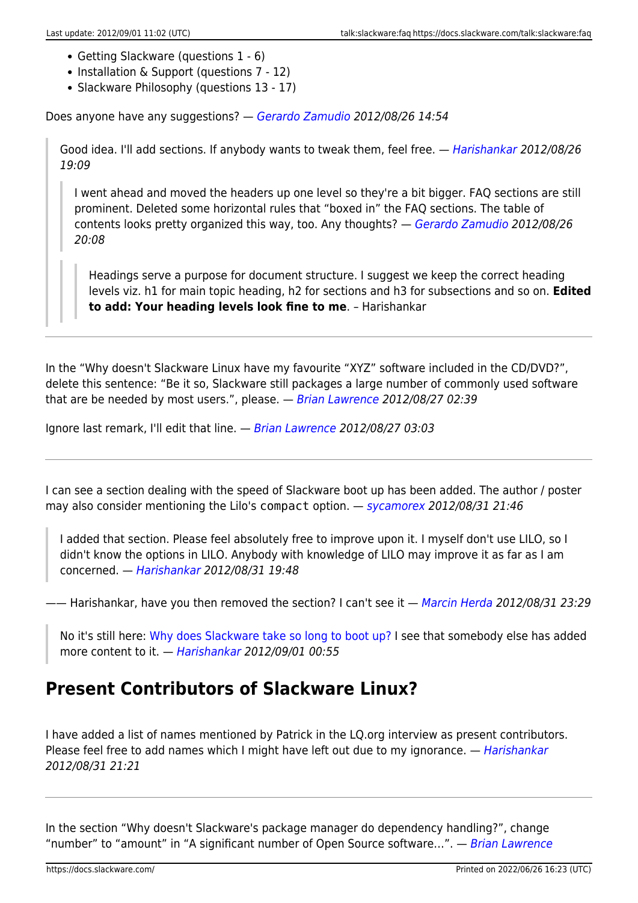- Getting Slackware (questions 1 - 6)
- Installation & Support (questions 7 - 12)
- Slackware Philosophy (questions 13 - 17)

Does anyone have any suggestions? — *Gerardo Zamudio 2012/08/26 14:54*

> Good idea. I'll add sections. If anybody wants to tweak them, feel free. — *Harishankar 2012/08/26 19:09*
>
> > I went ahead and moved the headers up one level so they're a bit bigger. FAQ sections are still prominent. Deleted some horizontal rules that "boxed in" the FAQ sections. The table of contents looks pretty organized this way, too. Any thoughts? — *Gerardo Zamudio 2012/08/26 20:08*
> >
> > > Headings serve a purpose for document structure. I suggest we keep the correct heading levels viz. h1 for main topic heading, h2 for sections and h3 for subsections and so on. **Edited to add: Your heading levels look fine to me**. – Harishankar

---

In the "Why doesn't Slackware Linux have my favourite "XYZ" software included in the CD/DVD?", delete this sentence: "Be it so, Slackware still packages a large number of commonly used software that are be needed by most users.", please. — *Brian Lawrence 2012/08/27 02:39*

Ignore last remark, I'll edit that line. — *Brian Lawrence 2012/08/27 03:03*

---

I can see a section dealing with the speed of Slackware boot up has been added. The author / poster may also consider mentioning the Lilo's `compact` option. — *sycamorex 2012/08/31 21:46*

> I added that section. Please feel absolutely free to improve upon it. I myself don't use LILO, so I didn't know the options in LILO. Anybody with knowledge of LILO may improve it as far as I am concerned. — *Harishankar 2012/08/31 19:48*

—— Harishankar, have you then removed the section? I can't see it — *Marcin Herda 2012/08/31 23:29*

> No it's still here: Why does Slackware take so long to boot up? I see that somebody else has added more content to it. — *Harishankar 2012/09/01 00:55*

## Present Contributors of Slackware Linux?

I have added a list of names mentioned by Patrick in the LQ.org interview as present contributors. Please feel free to add names which I might have left out due to my ignorance. — *Harishankar 2012/08/31 21:21*

---

In the section "Why doesn't Slackware's package manager do dependency handling?", change "number" to "amount" in "A significant number of Open Source software…". — *Brian Lawrence*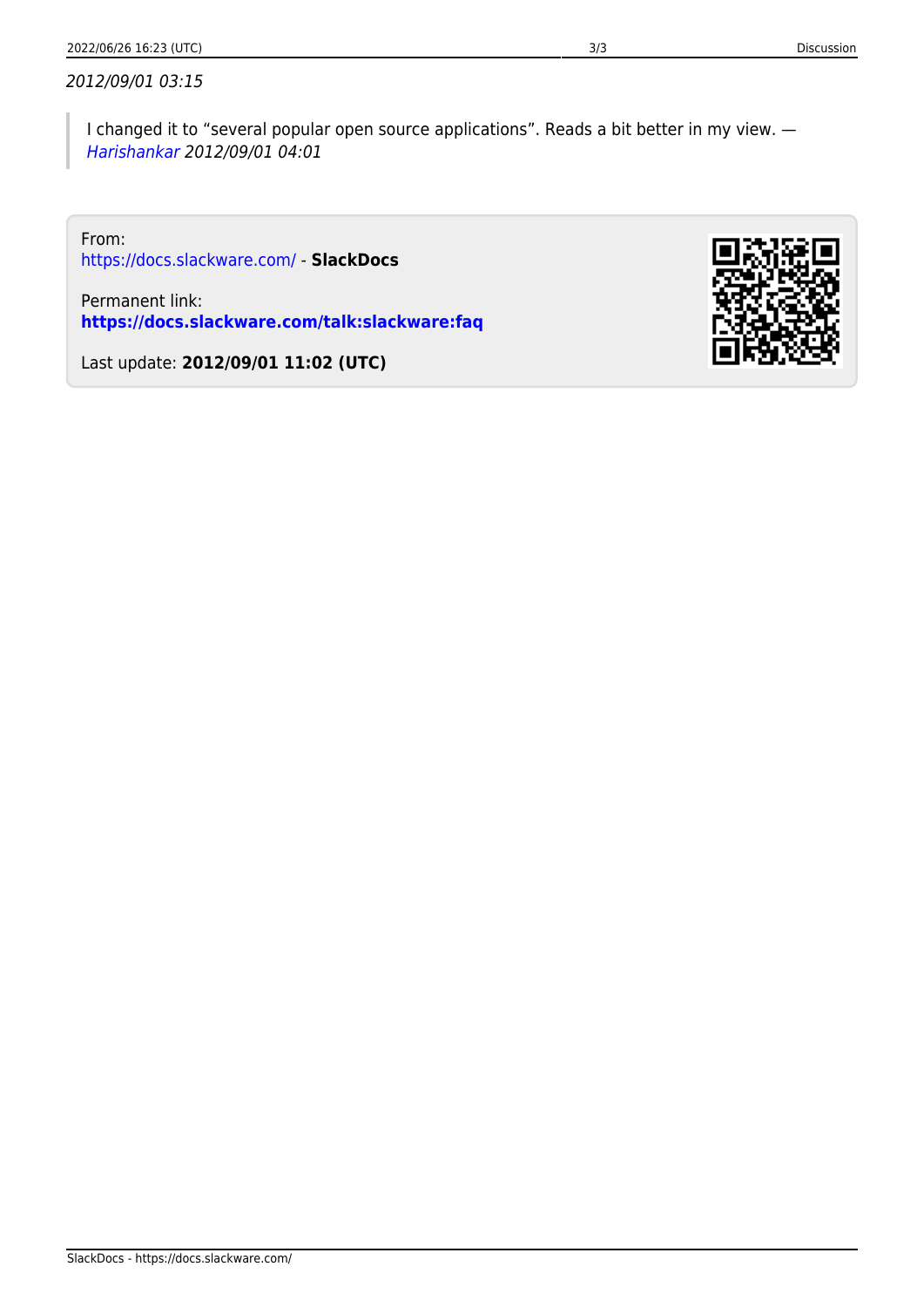*2012/09/01 03:15*

> I changed it to “several popular open source applications”. Reads a bit better in my view. — *Harishankar* *2012/09/01 04:01*

From:
https://docs.slackware.com/ - **SlackDocs**

Permanent link:
**https://docs.slackware.com/talk:slackware:faq**

Last update: **2012/09/01 11:02 (UTC)**